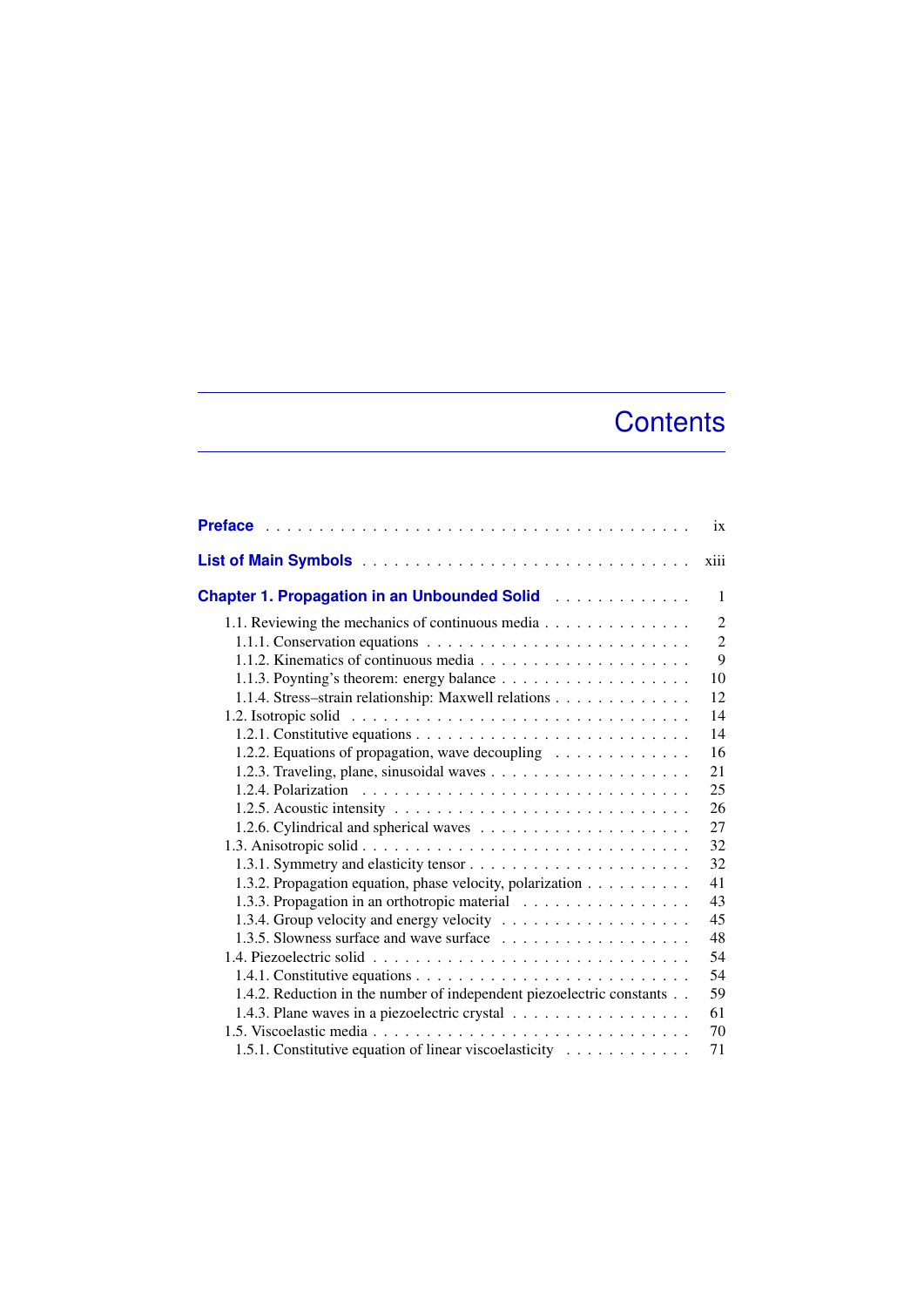# Contents

**Preface** . . . . . . . . . . . . . . . . . . . . . . . . . . . . . . . . . . . . . . . ix

**List of Main Symbols** . . . . . . . . . . . . . . . . . . . . . . . . . . . . . . xiii

**Chapter 1. Propagation in an Unbounded Solid** . . . . . . . . . . . . . 1

1.1. Reviewing the mechanics of continuous media . . . . . . . . . . . . . . 2
- 1.1.1. Conservation equations . . . . . . . . . . . . . . . . . . . . . . . . 2
- 1.1.2. Kinematics of continuous media . . . . . . . . . . . . . . . . . . . 9
- 1.1.3. Poynting's theorem: energy balance . . . . . . . . . . . . . . . . . 10
- 1.1.4. Stress–strain relationship: Maxwell relations . . . . . . . . . . . . 12

1.2. Isotropic solid . . . . . . . . . . . . . . . . . . . . . . . . . . . . . . 14
- 1.2.1. Constitutive equations . . . . . . . . . . . . . . . . . . . . . . . . 14
- 1.2.2. Equations of propagation, wave decoupling . . . . . . . . . . . . . 16
- 1.2.3. Traveling, plane, sinusoidal waves . . . . . . . . . . . . . . . . . 21
- 1.2.4. Polarization . . . . . . . . . . . . . . . . . . . . . . . . . . . . . 25
- 1.2.5. Acoustic intensity . . . . . . . . . . . . . . . . . . . . . . . . . . 26
- 1.2.6. Cylindrical and spherical waves . . . . . . . . . . . . . . . . . . . 27

1.3. Anisotropic solid . . . . . . . . . . . . . . . . . . . . . . . . . . . . 32
- 1.3.1. Symmetry and elasticity tensor . . . . . . . . . . . . . . . . . . . 32
- 1.3.2. Propagation equation, phase velocity, polarization . . . . . . . . . 41
- 1.3.3. Propagation in an orthotropic material . . . . . . . . . . . . . . . 43
- 1.3.4. Group velocity and energy velocity . . . . . . . . . . . . . . . . . 45
- 1.3.5. Slowness surface and wave surface . . . . . . . . . . . . . . . . . 48

1.4. Piezoelectric solid . . . . . . . . . . . . . . . . . . . . . . . . . . . . 54
- 1.4.1. Constitutive equations . . . . . . . . . . . . . . . . . . . . . . . . 54
- 1.4.2. Reduction in the number of independent piezoelectric constants . . 59
- 1.4.3. Plane waves in a piezoelectric crystal . . . . . . . . . . . . . . . . 61

1.5. Viscoelastic media . . . . . . . . . . . . . . . . . . . . . . . . . . . . 70
- 1.5.1. Constitutive equation of linear viscoelasticity . . . . . . . . . . . 71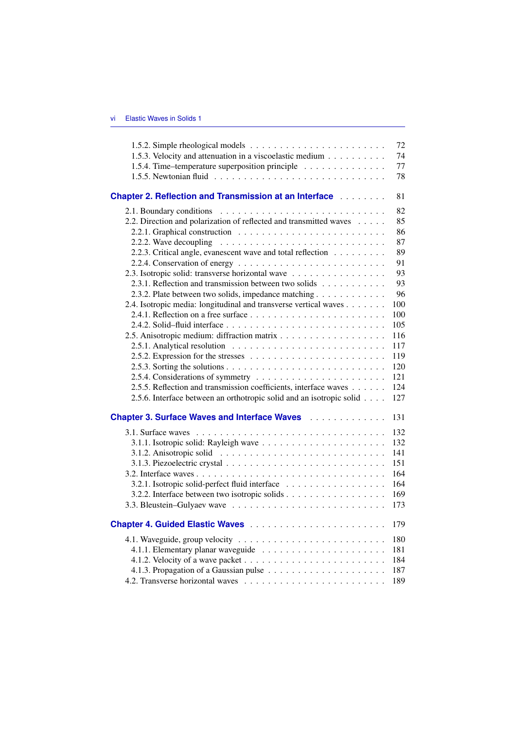1.5.2. Simple rheological models . . . . . . . . . . . . . . . . . . . . . . 72
1.5.3. Velocity and attenuation in a viscoelastic medium . . . . . . . . . . 74
1.5.4. Time–temperature superposition principle . . . . . . . . . . . . . . 77
1.5.5. Newtonian fluid . . . . . . . . . . . . . . . . . . . . . . . . . . . 78

**Chapter 2. Reflection and Transmission at an Interface** . . . . . . . . 81

2.1. Boundary conditions . . . . . . . . . . . . . . . . . . . . . . . . . . 82
2.2. Direction and polarization of reflected and transmitted waves . . . . . 85
2.2.1. Graphical construction . . . . . . . . . . . . . . . . . . . . . . . 86
2.2.2. Wave decoupling . . . . . . . . . . . . . . . . . . . . . . . . . . 87
2.2.3. Critical angle, evanescent wave and total reflection . . . . . . . . . 89
2.2.4. Conservation of energy . . . . . . . . . . . . . . . . . . . . . . . 91
2.3. Isotropic solid: transverse horizontal wave . . . . . . . . . . . . . . . 93
2.3.1. Reflection and transmission between two solids . . . . . . . . . . . 93
2.3.2. Plate between two solids, impedance matching . . . . . . . . . . . . 96
2.4. Isotropic media: longitudinal and transverse vertical waves . . . . . . . 100
2.4.1. Reflection on a free surface . . . . . . . . . . . . . . . . . . . . . 100
2.4.2. Solid–fluid interface . . . . . . . . . . . . . . . . . . . . . . . . . 105
2.5. Anisotropic medium: diffraction matrix . . . . . . . . . . . . . . . . . 116
2.5.1. Analytical resolution . . . . . . . . . . . . . . . . . . . . . . . . 117
2.5.2. Expression for the stresses . . . . . . . . . . . . . . . . . . . . . 119
2.5.3. Sorting the solutions . . . . . . . . . . . . . . . . . . . . . . . . 120
2.5.4. Considerations of symmetry . . . . . . . . . . . . . . . . . . . . . 121
2.5.5. Reflection and transmission coefficients, interface waves . . . . . . 124
2.5.6. Interface between an orthotropic solid and an isotropic solid . . . . 127

**Chapter 3. Surface Waves and Interface Waves** . . . . . . . . . . . . . 131

3.1. Surface waves . . . . . . . . . . . . . . . . . . . . . . . . . . . . . . 132
3.1.1. Isotropic solid: Rayleigh wave . . . . . . . . . . . . . . . . . . . . 132
3.1.2. Anisotropic solid . . . . . . . . . . . . . . . . . . . . . . . . . . 141
3.1.3. Piezoelectric crystal . . . . . . . . . . . . . . . . . . . . . . . . . 151
3.2. Interface waves . . . . . . . . . . . . . . . . . . . . . . . . . . . . . 164
3.2.1. Isotropic solid-perfect fluid interface . . . . . . . . . . . . . . . . . 164
3.2.2. Interface between two isotropic solids . . . . . . . . . . . . . . . . 169
3.3. Bleustein–Gulyaev wave . . . . . . . . . . . . . . . . . . . . . . . . 173

**Chapter 4. Guided Elastic Waves** . . . . . . . . . . . . . . . . . . . . . 179

4.1. Waveguide, group velocity . . . . . . . . . . . . . . . . . . . . . . . 180
4.1.1. Elementary planar waveguide . . . . . . . . . . . . . . . . . . . . 181
4.1.2. Velocity of a wave packet . . . . . . . . . . . . . . . . . . . . . . 184
4.1.3. Propagation of a Gaussian pulse . . . . . . . . . . . . . . . . . . . 187
4.2. Transverse horizontal waves . . . . . . . . . . . . . . . . . . . . . . . 189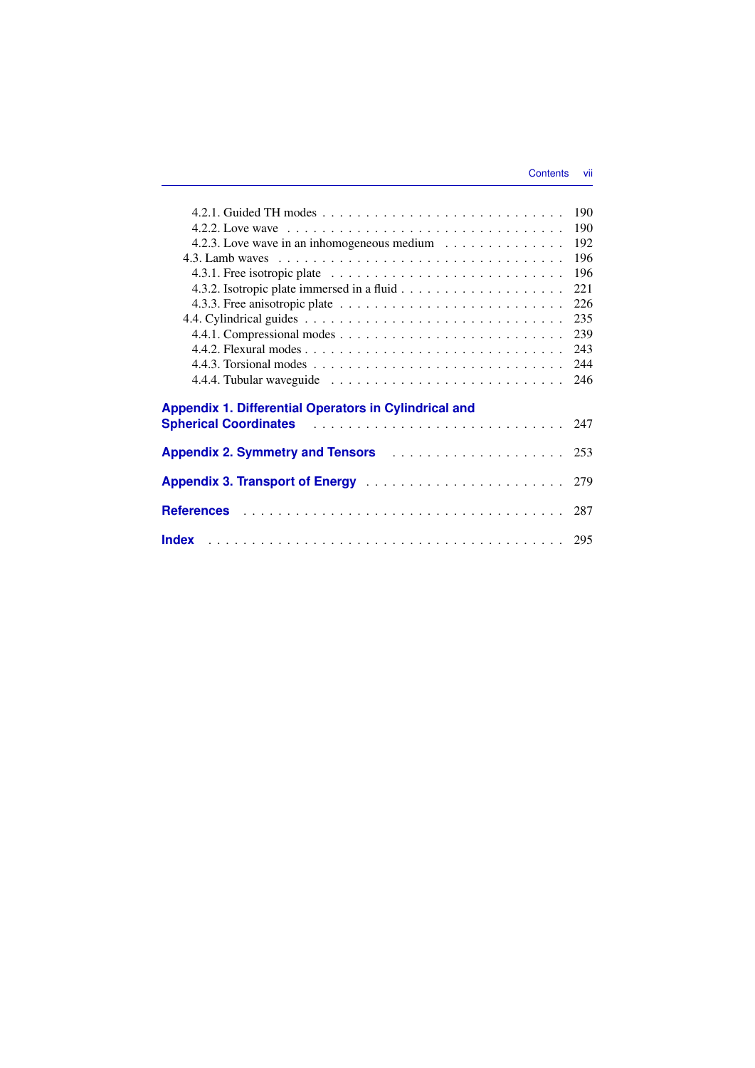4.2.1. Guided TH modes . . . . . . . . . . . . . . . . . . . . . . . . . . 190
4.2.2. Love wave . . . . . . . . . . . . . . . . . . . . . . . . . . . . . 190
4.2.3. Love wave in an inhomogeneous medium . . . . . . . . . . . . . 192
4.3. Lamb waves . . . . . . . . . . . . . . . . . . . . . . . . . . . . . . 196
4.3.1. Free isotropic plate . . . . . . . . . . . . . . . . . . . . . . . . 196
4.3.2. Isotropic plate immersed in a fluid . . . . . . . . . . . . . . . . . 221
4.3.3. Free anisotropic plate . . . . . . . . . . . . . . . . . . . . . . . 226
4.4. Cylindrical guides . . . . . . . . . . . . . . . . . . . . . . . . . . . 235
4.4.1. Compressional modes . . . . . . . . . . . . . . . . . . . . . . . 239
4.4.2. Flexural modes . . . . . . . . . . . . . . . . . . . . . . . . . . 243
4.4.3. Torsional modes . . . . . . . . . . . . . . . . . . . . . . . . . 244
4.4.4. Tubular waveguide . . . . . . . . . . . . . . . . . . . . . . . . 246

**Appendix 1. Differential Operators in Cylindrical and Spherical Coordinates** . . . . . . . . . . . . . . . . . . . . . . . . . . 247

**Appendix 2. Symmetry and Tensors** . . . . . . . . . . . . . . . . . . . 253

**Appendix 3. Transport of Energy** . . . . . . . . . . . . . . . . . . . . . 279

**References** . . . . . . . . . . . . . . . . . . . . . . . . . . . . . . . . 287

**Index** . . . . . . . . . . . . . . . . . . . . . . . . . . . . . . . . . . . 295